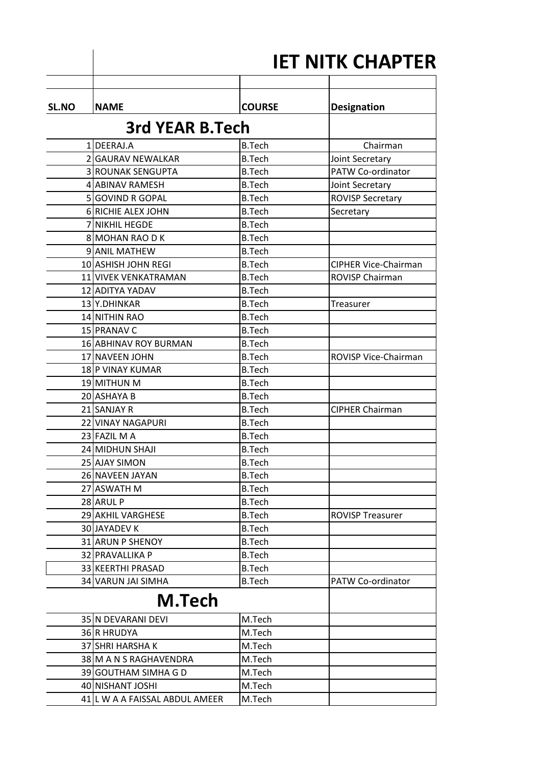# IET NITK CHAPTER

| SL.NO | NAME | COURSE | Designation |
|---|---|---|---|
| **3rd YEAR B.Tech** | | | |
| 1 | DEERAJ.A | B.Tech | Chairman |
| 2 | GAURAV NEWALKAR | B.Tech | Joint Secretary |
| 3 | ROUNAK SENGUPTA | B.Tech | PATW Co-ordinator |
| 4 | ABINAV RAMESH | B.Tech | Joint Secretary |
| 5 | GOVIND R GOPAL | B.Tech | ROVISP Secretary |
| 6 | RICHIE ALEX JOHN | B.Tech | Secretary |
| 7 | NIKHIL HEGDE | B.Tech | |
| 8 | MOHAN RAO D K | B.Tech | |
| 9 | ANIL MATHEW | B.Tech | |
| 10 | ASHISH JOHN REGI | B.Tech | CIPHER Vice-Chairman |
| 11 | VIVEK VENKATRAMAN | B.Tech | ROVISP Chairman |
| 12 | ADITYA YADAV | B.Tech | |
| 13 | Y.DHINKAR | B.Tech | Treasurer |
| 14 | NITHIN RAO | B.Tech | |
| 15 | PRANAV C | B.Tech | |
| 16 | ABHINAV ROY BURMAN | B.Tech | |
| 17 | NAVEEN JOHN | B.Tech | ROVISP Vice-Chairman |
| 18 | P VINAY KUMAR | B.Tech | |
| 19 | MITHUN M | B.Tech | |
| 20 | ASHAYA B | B.Tech | |
| 21 | SANJAY R | B.Tech | CIPHER Chairman |
| 22 | VINAY NAGAPURI | B.Tech | |
| 23 | FAZIL M A | B.Tech | |
| 24 | MIDHUN SHAJI | B.Tech | |
| 25 | AJAY SIMON | B.Tech | |
| 26 | NAVEEN JAYAN | B.Tech | |
| 27 | ASWATH M | B.Tech | |
| 28 | ARUL P | B.Tech | |
| 29 | AKHIL VARGHESE | B.Tech | ROVISP Treasurer |
| 30 | JAYADEV K | B.Tech | |
| 31 | ARUN P SHENOY | B.Tech | |
| 32 | PRAVALLIKA P | B.Tech | |
| 33 | KEERTHI PRASAD | B.Tech | |
| 34 | VARUN JAI SIMHA | B.Tech | PATW Co-ordinator |
| **M.Tech** | | | |
| 35 | N DEVARANI DEVI | M.Tech | |
| 36 | R HRUDYA | M.Tech | |
| 37 | SHRI HARSHA K | M.Tech | |
| 38 | M A N S RAGHAVENDRA | M.Tech | |
| 39 | GOUTHAM SIMHA G D | M.Tech | |
| 40 | NISHANT JOSHI | M.Tech | |
| 41 | L W A A FAISSAL ABDUL AMEER | M.Tech | |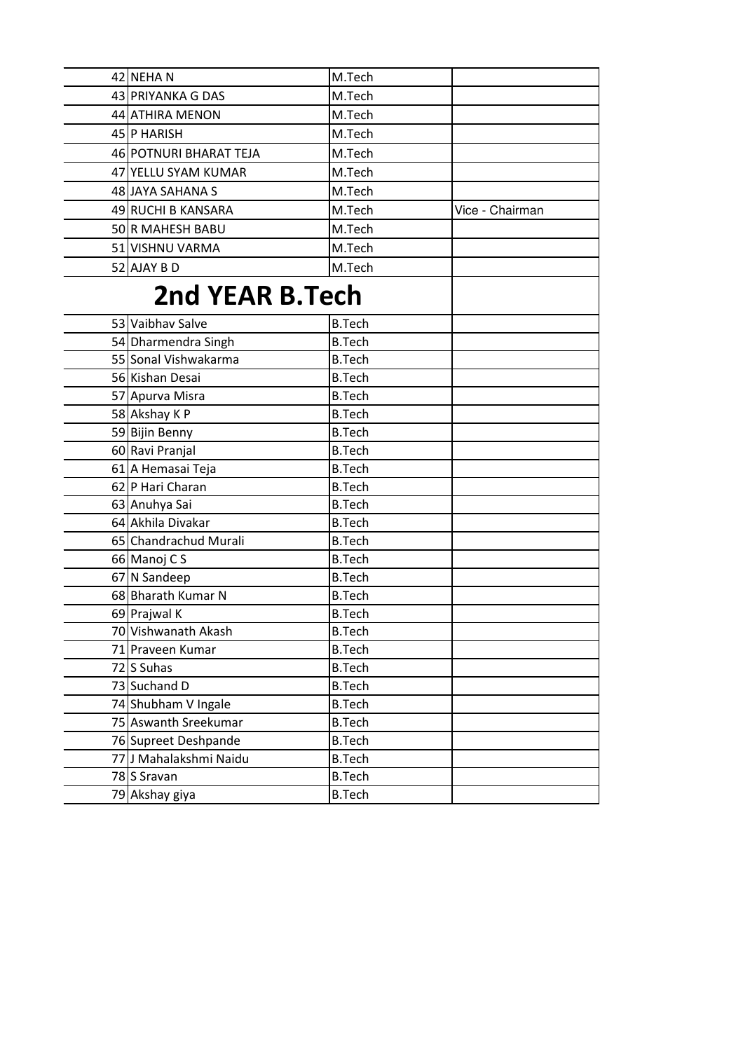| | | | |
|---|---|---|---|
| 42 | NEHA N | M.Tech | |
| 43 | PRIYANKA G DAS | M.Tech | |
| 44 | ATHIRA MENON | M.Tech | |
| 45 | P HARISH | M.Tech | |
| 46 | POTNURI BHARAT TEJA | M.Tech | |
| 47 | YELLU SYAM KUMAR | M.Tech | |
| 48 | JAYA SAHANA S | M.Tech | |
| 49 | RUCHI B KANSARA | M.Tech | Vice - Chairman |
| 50 | R MAHESH BABU | M.Tech | |
| 51 | VISHNU VARMA | M.Tech | |
| 52 | AJAY B D | M.Tech | |
| | **2nd YEAR B.Tech** | | |
| 53 | Vaibhav Salve | B.Tech | |
| 54 | Dharmendra Singh | B.Tech | |
| 55 | Sonal Vishwakarma | B.Tech | |
| 56 | Kishan Desai | B.Tech | |
| 57 | Apurva Misra | B.Tech | |
| 58 | Akshay K P | B.Tech | |
| 59 | Bijin Benny | B.Tech | |
| 60 | Ravi Pranjal | B.Tech | |
| 61 | A Hemasai Teja | B.Tech | |
| 62 | P Hari Charan | B.Tech | |
| 63 | Anuhya Sai | B.Tech | |
| 64 | Akhila Divakar | B.Tech | |
| 65 | Chandrachud Murali | B.Tech | |
| 66 | Manoj C S | B.Tech | |
| 67 | N Sandeep | B.Tech | |
| 68 | Bharath Kumar N | B.Tech | |
| 69 | Prajwal K | B.Tech | |
| 70 | Vishwanath Akash | B.Tech | |
| 71 | Praveen Kumar | B.Tech | |
| 72 | S Suhas | B.Tech | |
| 73 | Suchand D | B.Tech | |
| 74 | Shubham V Ingale | B.Tech | |
| 75 | Aswanth Sreekumar | B.Tech | |
| 76 | Supreet Deshpande | B.Tech | |
| 77 | J Mahalakshmi Naidu | B.Tech | |
| 78 | S Sravan | B.Tech | |
| 79 | Akshay giya | B.Tech | |